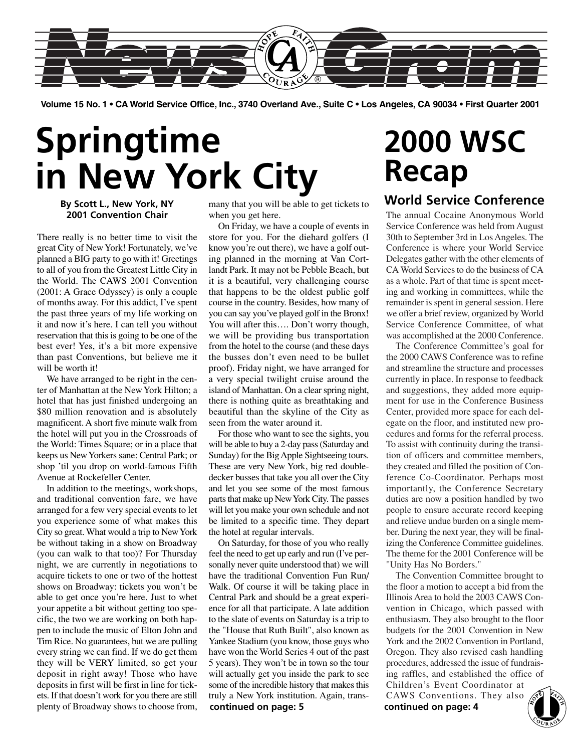# News Gram

**Volume 15 No. 1 • CA World Service Office, Inc., 3740 Overland Ave., Suite C • Los Angeles, CA 90034 • First Quarter 2001**

# Springtime in New York City

**By Scott L., New York, NY**
**2001 Convention Chair**

There really is no better time to visit the great City of New York! Fortunately, we've planned a BIG party to go with it! Greetings to all of you from the Greatest Little City in the World. The CAWS 2001 Convention (2001: A Grace Odyssey) is only a couple of months away. For this addict, I've spent the past three years of my life working on it and now it's here. I can tell you without reservation that this is going to be one of the best ever! Yes, it's a bit more expensive than past Conventions, but believe me it will be worth it!

We have arranged to be right in the center of Manhattan at the New York Hilton; a hotel that has just finished undergoing an $80 million renovation and is absolutely magnificent. A short five minute walk from the hotel will put you in the Crossroads of the World: Times Square; or in a place that keeps us New Yorkers sane: Central Park; or shop 'til you drop on world-famous Fifth Avenue at Rockefeller Center.

In addition to the meetings, workshops, and traditional convention fare, we have arranged for a few very special events to let you experience some of what makes this City so great. What would a trip to New York be without taking in a show on Broadway (you can walk to that too)? For Thursday night, we are currently in negotiations to acquire tickets to one or two of the hottest shows on Broadway: tickets you won't be able to get once you're here. Just to whet your appetite a bit without getting too specific, the two we are working on both happen to include the music of Elton John and Tim Rice. No guarantees, but we are pulling every string we can find. If we do get them they will be VERY limited, so get your deposit in right away! Those who have deposits in first will be first in line for tickets. If that doesn't work for you there are still plenty of Broadway shows to choose from, many that you will be able to get tickets to when you get here.

On Friday, we have a couple of events in store for you. For the diehard golfers (I know you're out there), we have a golf outing planned in the morning at Van Cortlandt Park. It may not be Pebble Beach, but it is a beautiful, very challenging course that happens to be the oldest public golf course in the country. Besides, how many of you can say you've played golf in the Bronx! You will after this…. Don't worry though, we will be providing bus transportation from the hotel to the course (and these days the busses don't even need to be bullet proof). Friday night, we have arranged for a very special twilight cruise around the island of Manhattan. On a clear spring night, there is nothing quite as breathtaking and beautiful than the skyline of the City as seen from the water around it.

For those who want to see the sights, you will be able to buy a 2-day pass (Saturday and Sunday) for the Big Apple Sightseeing tours. These are very New York, big red double-decker busses that take you all over the City and let you see some of the most famous parts that make up New York City. The passes will let you make your own schedule and not be limited to a specific time. They depart the hotel at regular intervals.

On Saturday, for those of you who really feel the need to get up early and run (I've personally never quite understood that) we will have the traditional Convention Fun Run/ Walk. Of course it will be taking place in Central Park and should be a great experience for all that participate. A late addition to the slate of events on Saturday is a trip to the "House that Ruth Built", also known as Yankee Stadium (you know, those guys who have won the World Series 4 out of the past 5 years). They won't be in town so the tour will actually get you inside the park to see some of the incredible history that makes this truly a New York institution. Again, trans-

**continued on page: 5**

# 2000 WSC Recap

## World Service Conference

The annual Cocaine Anonymous World Service Conference was held from August 30th to September 3rd in Los Angeles. The Conference is where your World Service Delegates gather with the other elements of CA World Services to do the business of CA as a whole. Part of that time is spent meeting and working in committees, while the remainder is spent in general session. Here we offer a brief review, organized by World Service Conference Committee, of what was accomplished at the 2000 Conference.

The Conference Committee's goal for the 2000 CAWS Conference was to refine and streamline the structure and processes currently in place. In response to feedback and suggestions, they added more equipment for use in the Conference Business Center, provided more space for each delegate on the floor, and instituted new procedures and forms for the referral process. To assist with continuity during the transition of officers and committee members, they created and filled the position of Conference Co-Coordinator. Perhaps most importantly, the Conference Secretary duties are now a position handled by two people to ensure accurate record keeping and relieve undue burden on a single member. During the next year, they will be finalizing the Conference Committee guidelines. The theme for the 2001 Conference will be "Unity Has No Borders."

The Convention Committee brought to the floor a motion to accept a bid from the Illinois Area to hold the 2003 CAWS Convention in Chicago, which passed with enthusiasm. They also brought to the floor budgets for the 2001 Convention in New York and the 2002 Convention in Portland, Oregon. They also revised cash handling procedures, addressed the issue of fundraising raffles, and established the office of Children's Event Coordinator at CAWS Conventions. They also

**continued on page: 4**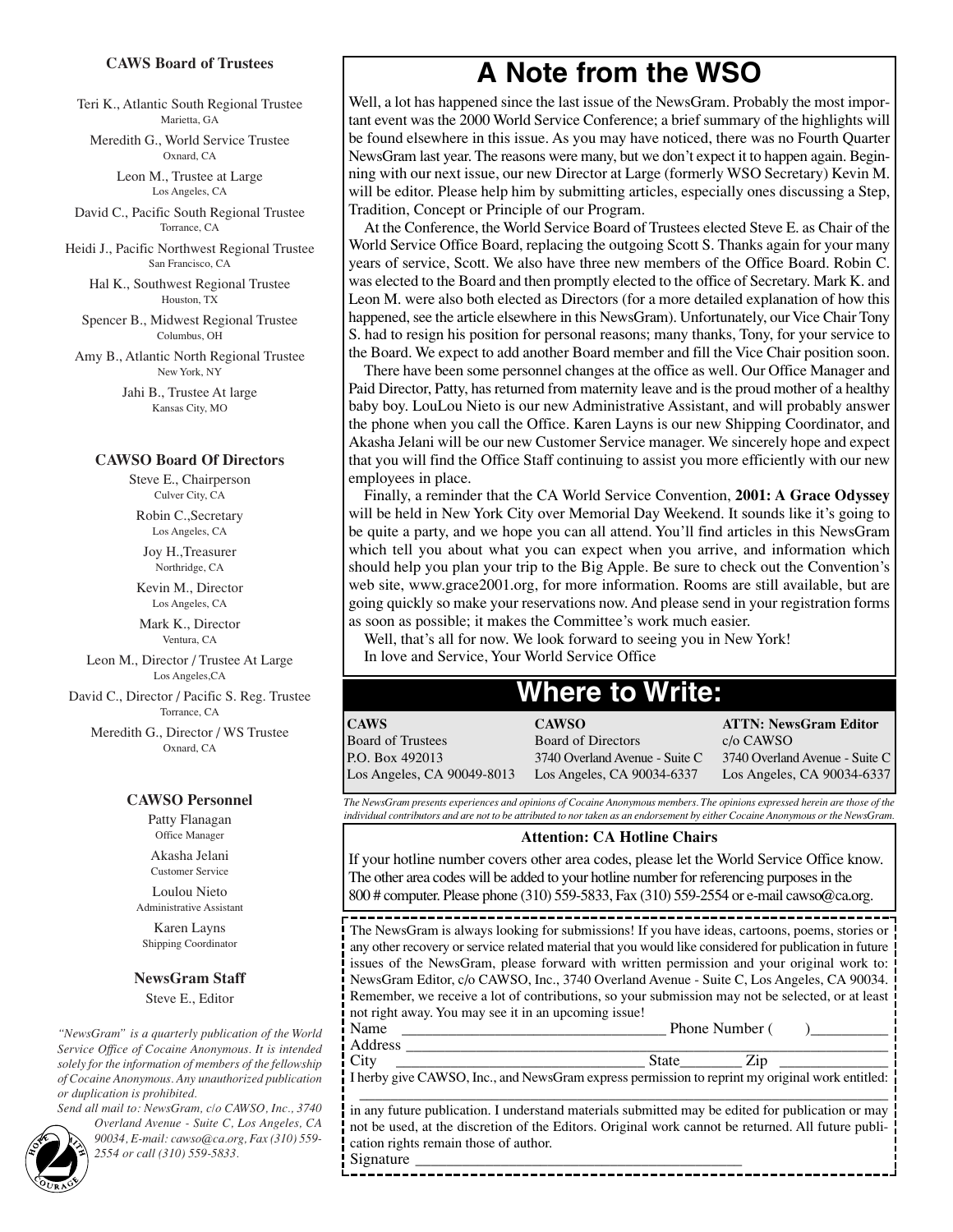### CAWS Board of Trustees

Teri K., Atlantic South Regional Trustee
Marietta, GA

Meredith G., World Service Trustee
Oxnard, CA

Leon M., Trustee at Large
Los Angeles, CA

David C., Pacific South Regional Trustee
Torrance, CA

Heidi J., Pacific Northwest Regional Trustee
San Francisco, CA

Hal K., Southwest Regional Trustee
Houston, TX

Spencer B., Midwest Regional Trustee
Columbus, OH

Amy B., Atlantic North Regional Trustee
New York, NY

Jahi B., Trustee At large
Kansas City, MO

### CAWSO Board Of Directors

Steve E., Chairperson
Culver City, CA

Robin C.,Secretary
Los Angeles, CA

Joy H.,Treasurer
Northridge, CA

Kevin M., Director
Los Angeles, CA

Mark K., Director
Ventura, CA

Leon M., Director / Trustee At Large
Los Angeles,CA

David C., Director / Pacific S. Reg. Trustee
Torrance, CA

Meredith G., Director / WS Trustee
Oxnard, CA

### CAWSO Personnel

Patty Flanagan
Office Manager

Akasha Jelani
Customer Service

Loulou Nieto
Administrative Assistant

Karen Layns
Shipping Coordinator

### NewsGram Staff

Steve E., Editor

*"NewsGram" is a quarterly publication of the World Service Office of Cocaine Anonymous. It is intended solely for the information of members of the fellowship of Cocaine Anonymous. Any unauthorized publication or duplication is prohibited.*

*Send all mail to: NewsGram, c/o CAWSO, Inc., 3740 Overland Avenue - Suite C, Los Angeles, CA 90034, E-mail: cawso@ca.org, Fax (310) 559-2554 or call (310) 559-5833.*

# A Note from the WSO

Well, a lot has happened since the last issue of the NewsGram. Probably the most important event was the 2000 World Service Conference; a brief summary of the highlights will be found elsewhere in this issue. As you may have noticed, there was no Fourth Quarter NewsGram last year. The reasons were many, but we don't expect it to happen again. Beginning with our next issue, our new Director at Large (formerly WSO Secretary) Kevin M. will be editor. Please help him by submitting articles, especially ones discussing a Step, Tradition, Concept or Principle of our Program.

At the Conference, the World Service Board of Trustees elected Steve E. as Chair of the World Service Office Board, replacing the outgoing Scott S. Thanks again for your many years of service, Scott. We also have three new members of the Office Board. Robin C. was elected to the Board and then promptly elected to the office of Secretary. Mark K. and Leon M. were also both elected as Directors (for a more detailed explanation of how this happened, see the article elsewhere in this NewsGram). Unfortunately, our Vice Chair Tony S. had to resign his position for personal reasons; many thanks, Tony, for your service to the Board. We expect to add another Board member and fill the Vice Chair position soon.

There have been some personnel changes at the office as well. Our Office Manager and Paid Director, Patty, has returned from maternity leave and is the proud mother of a healthy baby boy. LouLou Nieto is our new Administrative Assistant, and will probably answer the phone when you call the Office. Karen Layns is our new Shipping Coordinator, and Akasha Jelani will be our new Customer Service manager. We sincerely hope and expect that you will find the Office Staff continuing to assist you more efficiently with our new employees in place.

Finally, a reminder that the CA World Service Convention, **2001: A Grace Odyssey** will be held in New York City over Memorial Day Weekend. It sounds like it's going to be quite a party, and we hope you can all attend. You'll find articles in this NewsGram which tell you about what you can expect when you arrive, and information which should help you plan your trip to the Big Apple. Be sure to check out the Convention's web site, www.grace2001.org, for more information. Rooms are still available, but are going quickly so make your reservations now. And please send in your registration forms as soon as possible; it makes the Committee's work much easier.

Well, that's all for now. We look forward to seeing you in New York!

In love and Service, Your World Service Office

# Where to Write:

**CAWS**
Board of Trustees
P.O. Box 492013
Los Angeles, CA 90049-8013

**CAWSO**
Board of Directors
3740 Overland Avenue - Suite C
Los Angeles, CA 90034-6337

**ATTN: NewsGram Editor**
c/o CAWSO
3740 Overland Avenue - Suite C
Los Angeles, CA 90034-6337

*The NewsGram presents experiences and opinions of Cocaine Anonymous members. The opinions expressed herein are those of the individual contributors and are not to be attributed to nor taken as an endorsement by either Cocaine Anonymous or the NewsGram.*

**Attention: CA Hotline Chairs**

If your hotline number covers other area codes, please let the World Service Office know. The other area codes will be added to your hotline number for referencing purposes in the 800 # computer. Please phone (310) 559-5833, Fax (310) 559-2554 or e-mail cawso@ca.org.

The NewsGram is always looking for submissions! If you have ideas, cartoons, poems, stories or any other recovery or service related material that you would like considered for publication in future issues of the NewsGram, please forward with written permission and your original work to: NewsGram Editor, c/o CAWSO, Inc., 3740 Overland Avenue - Suite C, Los Angeles, CA 90034. Remember, we receive a lot of contributions, so your submission may not be selected, or at least not right away. You may see it in an upcoming issue!

Name ______________________________ Phone Number ( )__________
Address ____________________________________________________
City ______________________________ State________ Zip ______________
I herby give CAWSO, Inc., and NewsGram express permission to reprint my original work entitled:
____________________________________________________________
in any future publication. I understand materials submitted may be edited for publication or may not be used, at the discretion of the Editors. Original work cannot be returned. All future publication rights remain those of author.
Signature ______________________________________________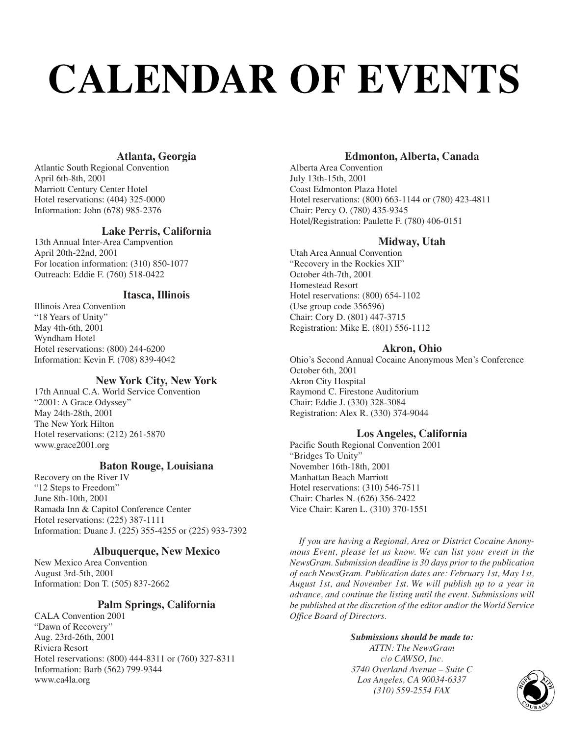# CALENDAR OF EVENTS

### Atlanta, Georgia

Atlantic South Regional Convention
April 6th-8th, 2001
Marriott Century Center Hotel
Hotel reservations: (404) 325-0000
Information: John (678) 985-2376

### Lake Perris, California

13th Annual Inter-Area Campvention
April 20th-22nd, 2001
For location information: (310) 850-1077
Outreach: Eddie F. (760) 518-0422

### Itasca, Illinois

Illinois Area Convention
"18 Years of Unity"
May 4th-6th, 2001
Wyndham Hotel
Hotel reservations: (800) 244-6200
Information: Kevin F. (708) 839-4042

### New York City, New York

17th Annual C.A. World Service Convention
"2001: A Grace Odyssey"
May 24th-28th, 2001
The New York Hilton
Hotel reservations: (212) 261-5870
www.grace2001.org

### Baton Rouge, Louisiana

Recovery on the River IV
"12 Steps to Freedom"
June 8th-10th, 2001
Ramada Inn & Capitol Conference Center
Hotel reservations: (225) 387-1111
Information: Duane J. (225) 355-4255 or (225) 933-7392

### Albuquerque, New Mexico

New Mexico Area Convention
August 3rd-5th, 2001
Information: Don T. (505) 837-2662

### Palm Springs, California

CALA Convention 2001
"Dawn of Recovery"
Aug. 23rd-26th, 2001
Riviera Resort
Hotel reservations: (800) 444-8311 or (760) 327-8311
Information: Barb (562) 799-9344
www.ca4la.org

### Edmonton, Alberta, Canada

Alberta Area Convention
July 13th-15th, 2001
Coast Edmonton Plaza Hotel
Hotel reservations: (800) 663-1144 or (780) 423-4811
Chair: Percy O. (780) 435-9345
Hotel/Registration: Paulette F. (780) 406-0151

### Midway, Utah

Utah Area Annual Convention
"Recovery in the Rockies XII"
October 4th-7th, 2001
Homestead Resort
Hotel reservations: (800) 654-1102
(Use group code 356596)
Chair: Cory D. (801) 447-3715
Registration: Mike E. (801) 556-1112

### Akron, Ohio

Ohio's Second Annual Cocaine Anonymous Men's Conference
October 6th, 2001
Akron City Hospital
Raymond C. Firestone Auditorium
Chair: Eddie J. (330) 328-3084
Registration: Alex R. (330) 374-9044

### Los Angeles, California

Pacific South Regional Convention 2001
"Bridges To Unity"
November 16th-18th, 2001
Manhattan Beach Marriott
Hotel reservations: (310) 546-7511
Chair: Charles N. (626) 356-2422
Vice Chair: Karen L. (310) 370-1551

*If you are having a Regional, Area or District Cocaine Anonymous Event, please let us know. We can list your event in the NewsGram. Submission deadline is 30 days prior to the publication of each NewsGram. Publication dates are: February 1st, May 1st, August 1st, and November 1st. We will publish up to a year in advance, and continue the listing until the event. Submissions will be published at the discretion of the editor and/or the World Service Office Board of Directors.*

***Submissions should be made to:***
*ATTN: The NewsGram*
*c/o CAWSO, Inc.*
*3740 Overland Avenue – Suite C*
*Los Angeles, CA 90034-6337*
*(310) 559-2554 FAX*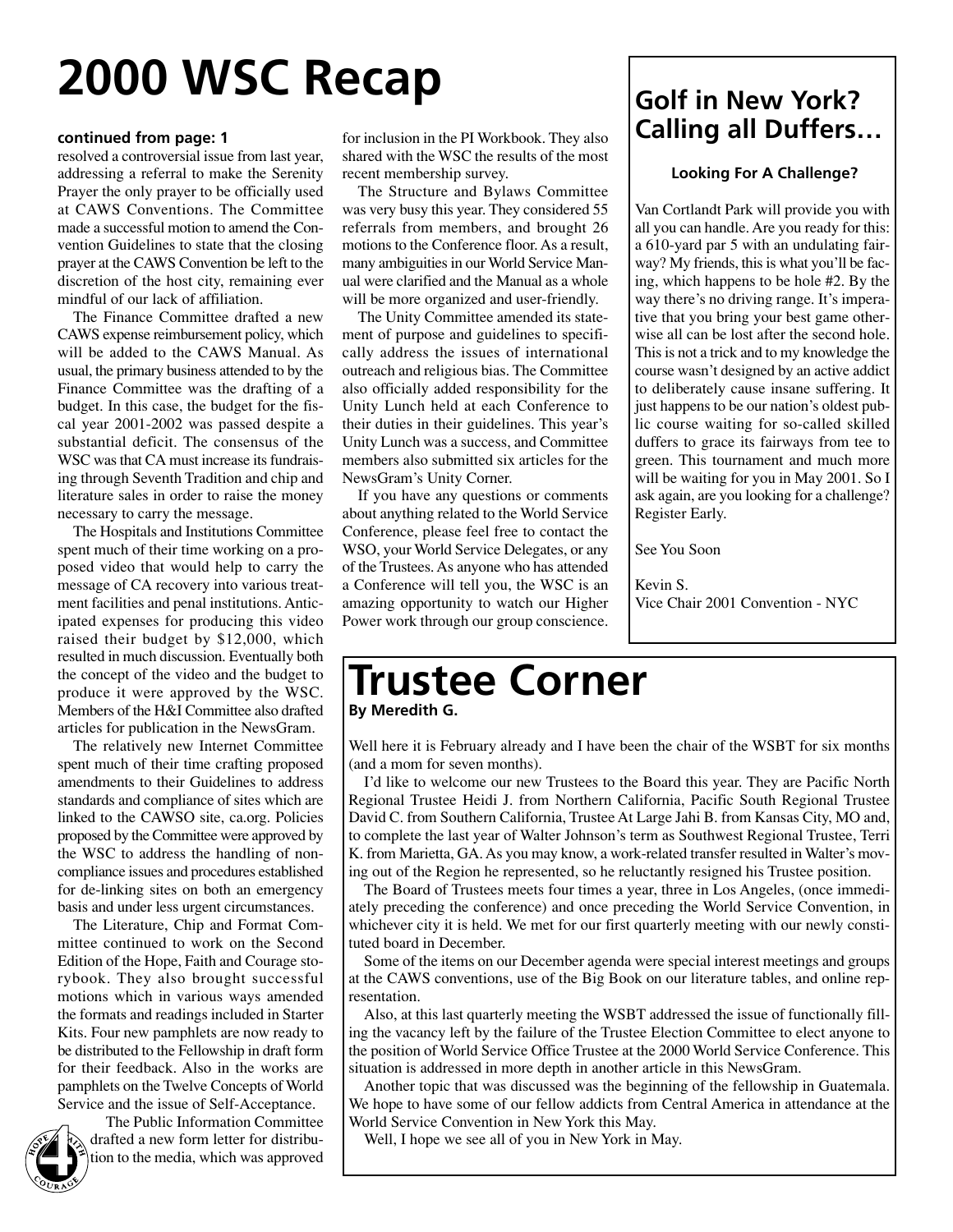# 2000 WSC Recap

**continued from page: 1**

resolved a controversial issue from last year, addressing a referral to make the Serenity Prayer the only prayer to be officially used at CAWS Conventions. The Committee made a successful motion to amend the Convention Guidelines to state that the closing prayer at the CAWS Convention be left to the discretion of the host city, remaining ever mindful of our lack of affiliation.

The Finance Committee drafted a new CAWS expense reimbursement policy, which will be added to the CAWS Manual. As usual, the primary business attended to by the Finance Committee was the drafting of a budget. In this case, the budget for the fiscal year 2001-2002 was passed despite a substantial deficit. The consensus of the WSC was that CA must increase its fundraising through Seventh Tradition and chip and literature sales in order to raise the money necessary to carry the message.

The Hospitals and Institutions Committee spent much of their time working on a proposed video that would help to carry the message of CA recovery into various treatment facilities and penal institutions. Anticipated expenses for producing this video raised their budget by $12,000, which resulted in much discussion. Eventually both the concept of the video and the budget to produce it were approved by the WSC. Members of the H&I Committee also drafted articles for publication in the NewsGram.

The relatively new Internet Committee spent much of their time crafting proposed amendments to their Guidelines to address standards and compliance of sites which are linked to the CAWSO site, ca.org. Policies proposed by the Committee were approved by the WSC to address the handling of non-compliance issues and procedures established for de-linking sites on both an emergency basis and under less urgent circumstances.

The Literature, Chip and Format Committee continued to work on the Second Edition of the Hope, Faith and Courage storybook. They also brought successful motions which in various ways amended the formats and readings included in Starter Kits. Four new pamphlets are now ready to be distributed to the Fellowship in draft form for their feedback. Also in the works are pamphlets on the Twelve Concepts of World Service and the issue of Self-Acceptance.

The Public Information Committee drafted a new form letter for distribution to the media, which was approved for inclusion in the PI Workbook. They also shared with the WSC the results of the most recent membership survey.

The Structure and Bylaws Committee was very busy this year. They considered 55 referrals from members, and brought 26 motions to the Conference floor. As a result, many ambiguities in our World Service Manual were clarified and the Manual as a whole will be more organized and user-friendly.

The Unity Committee amended its statement of purpose and guidelines to specifically address the issues of international outreach and religious bias. The Committee also officially added responsibility for the Unity Lunch held at each Conference to their duties in their guidelines. This year's Unity Lunch was a success, and Committee members also submitted six articles for the NewsGram's Unity Corner.

If you have any questions or comments about anything related to the World Service Conference, please feel free to contact the WSO, your World Service Delegates, or any of the Trustees. As anyone who has attended a Conference will tell you, the WSC is an amazing opportunity to watch our Higher Power work through our group conscience.

## Golf in New York? Calling all Duffers…

**Looking For A Challenge?**

Van Cortlandt Park will provide you with all you can handle. Are you ready for this: a 610-yard par 5 with an undulating fairway? My friends, this is what you'll be facing, which happens to be hole #2. By the way there's no driving range. It's imperative that you bring your best game otherwise all can be lost after the second hole. This is not a trick and to my knowledge the course wasn't designed by an active addict to deliberately cause insane suffering. It just happens to be our nation's oldest public course waiting for so-called skilled duffers to grace its fairways from tee to green. This tournament and much more will be waiting for you in May 2001. So I ask again, are you looking for a challenge? Register Early.

See You Soon

Kevin S.
Vice Chair 2001 Convention - NYC

# Trustee Corner

**By Meredith G.**

Well here it is February already and I have been the chair of the WSBT for six months (and a mom for seven months).

I'd like to welcome our new Trustees to the Board this year. They are Pacific North Regional Trustee Heidi J. from Northern California, Pacific South Regional Trustee David C. from Southern California, Trustee At Large Jahi B. from Kansas City, MO and, to complete the last year of Walter Johnson's term as Southwest Regional Trustee, Terri K. from Marietta, GA. As you may know, a work-related transfer resulted in Walter's moving out of the Region he represented, so he reluctantly resigned his Trustee position.

The Board of Trustees meets four times a year, three in Los Angeles, (once immediately preceding the conference) and once preceding the World Service Convention, in whichever city it is held. We met for our first quarterly meeting with our newly constituted board in December.

Some of the items on our December agenda were special interest meetings and groups at the CAWS conventions, use of the Big Book on our literature tables, and online representation.

Also, at this last quarterly meeting the WSBT addressed the issue of functionally filling the vacancy left by the failure of the Trustee Election Committee to elect anyone to the position of World Service Office Trustee at the 2000 World Service Conference. This situation is addressed in more depth in another article in this NewsGram.

Another topic that was discussed was the beginning of the fellowship in Guatemala. We hope to have some of our fellow addicts from Central America in attendance at the World Service Convention in New York this May.

Well, I hope we see all of you in New York in May.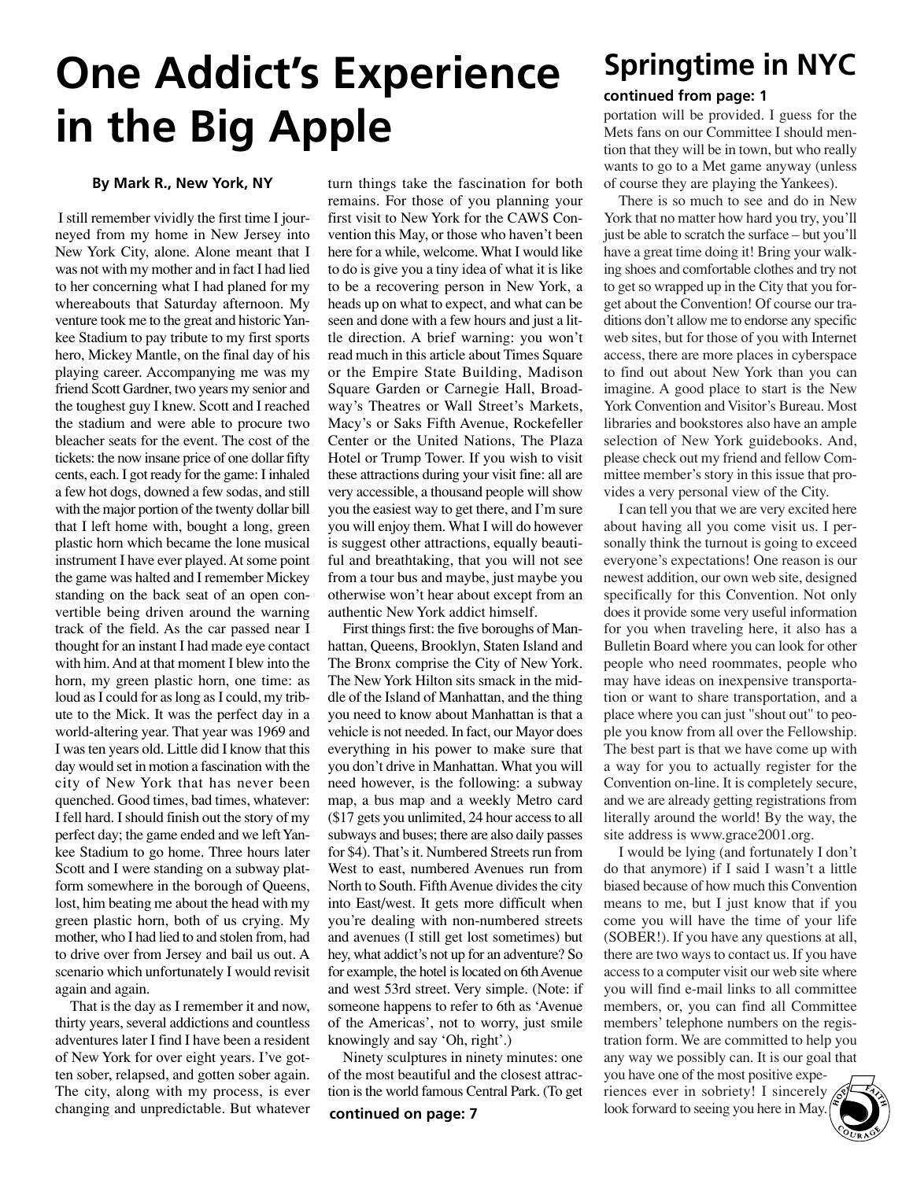# One Addict's Experience in the Big Apple

**By Mark R., New York, NY**

I still remember vividly the first time I journeyed from my home in New Jersey into New York City, alone. Alone meant that I was not with my mother and in fact I had lied to her concerning what I had planed for my whereabouts that Saturday afternoon. My venture took me to the great and historic Yankee Stadium to pay tribute to my first sports hero, Mickey Mantle, on the final day of his playing career. Accompanying me was my friend Scott Gardner, two years my senior and the toughest guy I knew. Scott and I reached the stadium and were able to procure two bleacher seats for the event. The cost of the tickets: the now insane price of one dollar fifty cents, each. I got ready for the game: I inhaled a few hot dogs, downed a few sodas, and still with the major portion of the twenty dollar bill that I left home with, bought a long, green plastic horn which became the lone musical instrument I have ever played. At some point the game was halted and I remember Mickey standing on the back seat of an open convertible being driven around the warning track of the field. As the car passed near I thought for an instant I had made eye contact with him. And at that moment I blew into the horn, my green plastic horn, one time: as loud as I could for as long as I could, my tribute to the Mick. It was the perfect day in a world-altering year. That year was 1969 and I was ten years old. Little did I know that this day would set in motion a fascination with the city of New York that has never been quenched. Good times, bad times, whatever: I fell hard. I should finish out the story of my perfect day; the game ended and we left Yankee Stadium to go home. Three hours later Scott and I were standing on a subway platform somewhere in the borough of Queens, lost, him beating me about the head with my green plastic horn, both of us crying. My mother, who I had lied to and stolen from, had to drive over from Jersey and bail us out. A scenario which unfortunately I would revisit again and again.

That is the day as I remember it and now, thirty years, several addictions and countless adventures later I find I have been a resident of New York for over eight years. I've gotten sober, relapsed, and gotten sober again. The city, along with my process, is ever changing and unpredictable. But whatever turn things take the fascination for both remains. For those of you planning your first visit to New York for the CAWS Convention this May, or those who haven't been here for a while, welcome. What I would like to do is give you a tiny idea of what it is like to be a recovering person in New York, a heads up on what to expect, and what can be seen and done with a few hours and just a little direction. A brief warning: you won't read much in this article about Times Square or the Empire State Building, Madison Square Garden or Carnegie Hall, Broadway's Theatres or Wall Street's Markets, Macy's or Saks Fifth Avenue, Rockefeller Center or the United Nations, The Plaza Hotel or Trump Tower. If you wish to visit these attractions during your visit fine: all are very accessible, a thousand people will show you the easiest way to get there, and I'm sure you will enjoy them. What I will do however is suggest other attractions, equally beautiful and breathtaking, that you will not see from a tour bus and maybe, just maybe you otherwise won't hear about except from an authentic New York addict himself.

First things first: the five boroughs of Manhattan, Queens, Brooklyn, Staten Island and The Bronx comprise the City of New York. The New York Hilton sits smack in the middle of the Island of Manhattan, and the thing you need to know about Manhattan is that a vehicle is not needed. In fact, our Mayor does everything in his power to make sure that you don't drive in Manhattan. What you will need however, is the following: a subway map, a bus map and a weekly Metro card ($17 gets you unlimited, 24 hour access to all subways and buses; there are also daily passes for $4). That's it. Numbered Streets run from West to east, numbered Avenues run from North to South. Fifth Avenue divides the city into East/west. It gets more difficult when you're dealing with non-numbered streets and avenues (I still get lost sometimes) but hey, what addict's not up for an adventure? So for example, the hotel is located on 6th Avenue and west 53rd street. Very simple. (Note: if someone happens to refer to 6th as 'Avenue of the Americas', not to worry, just smile knowingly and say 'Oh, right'.)

Ninety sculptures in ninety minutes: one of the most beautiful and the closest attraction is the world famous Central Park. (To get

**continued on page: 7**

## Springtime in NYC

**continued from page: 1**

portation will be provided. I guess for the Mets fans on our Committee I should mention that they will be in town, but who really wants to go to a Met game anyway (unless of course they are playing the Yankees).

There is so much to see and do in New York that no matter how hard you try, you'll just be able to scratch the surface – but you'll have a great time doing it! Bring your walking shoes and comfortable clothes and try not to get so wrapped up in the City that you forget about the Convention! Of course our traditions don't allow me to endorse any specific web sites, but for those of you with Internet access, there are more places in cyberspace to find out about New York than you can imagine. A good place to start is the New York Convention and Visitor's Bureau. Most libraries and bookstores also have an ample selection of New York guidebooks. And, please check out my friend and fellow Committee member's story in this issue that provides a very personal view of the City.

I can tell you that we are very excited here about having all you come visit us. I personally think the turnout is going to exceed everyone's expectations! One reason is our newest addition, our own web site, designed specifically for this Convention. Not only does it provide some very useful information for you when traveling here, it also has a Bulletin Board where you can look for other people who need roommates, people who may have ideas on inexpensive transportation or want to share transportation, and a place where you can just "shout out" to people you know from all over the Fellowship. The best part is that we have come up with a way for you to actually register for the Convention on-line. It is completely secure, and we are already getting registrations from literally around the world! By the way, the site address is www.grace2001.org.

I would be lying (and fortunately I don't do that anymore) if I said I wasn't a little biased because of how much this Convention means to me, but I just know that if you come you will have the time of your life (SOBER!). If you have any questions at all, there are two ways to contact us. If you have access to a computer visit our web site where you will find e-mail links to all committee members, or, you can find all Committee members' telephone numbers on the registration form. We are committed to help you any way we possibly can. It is our goal that you have one of the most positive experiences ever in sobriety! I sincerely look forward to seeing you here in May.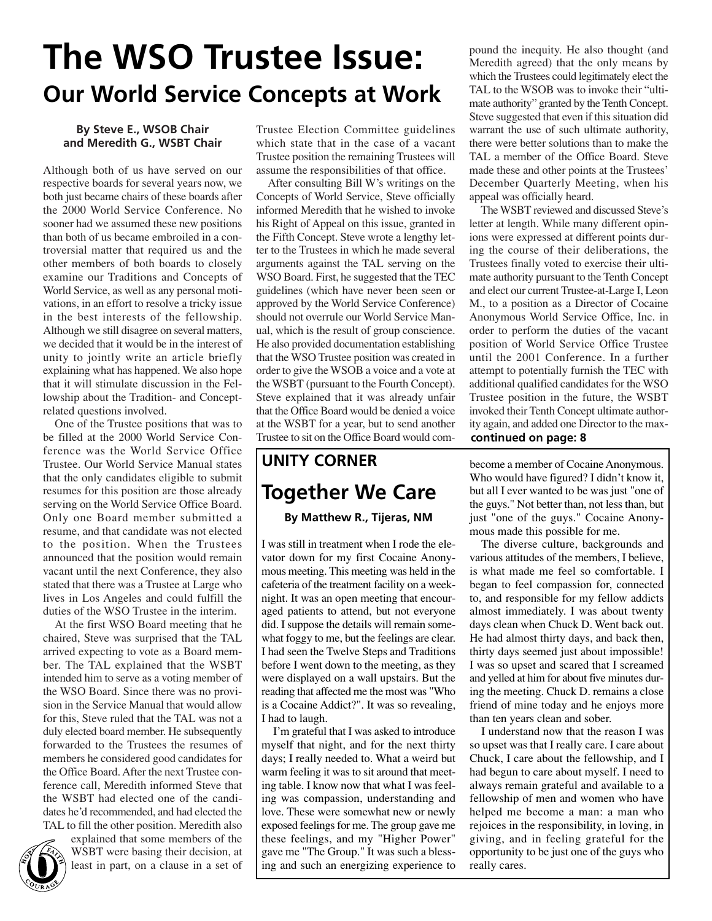# The WSO Trustee Issue:

## Our World Service Concepts at Work

**By Steve E., WSOB Chair and Meredith G., WSBT Chair**

Although both of us have served on our respective boards for several years now, we both just became chairs of these boards after the 2000 World Service Conference. No sooner had we assumed these new positions than both of us became embroiled in a controversial matter that required us and the other members of both boards to closely examine our Traditions and Concepts of World Service, as well as any personal motivations, in an effort to resolve a tricky issue in the best interests of the fellowship. Although we still disagree on several matters, we decided that it would be in the interest of unity to jointly write an article briefly explaining what has happened. We also hope that it will stimulate discussion in the Fellowship about the Tradition- and Concept-related questions involved.

One of the Trustee positions that was to be filled at the 2000 World Service Conference was the World Service Office Trustee. Our World Service Manual states that the only candidates eligible to submit resumes for this position are those already serving on the World Service Office Board. Only one Board member submitted a resume, and that candidate was not elected to the position. When the Trustees announced that the position would remain vacant until the next Conference, they also stated that there was a Trustee at Large who lives in Los Angeles and could fulfill the duties of the WSO Trustee in the interim.

At the first WSO Board meeting that he chaired, Steve was surprised that the TAL arrived expecting to vote as a Board member. The TAL explained that the WSBT intended him to serve as a voting member of the WSO Board. Since there was no provision in the Service Manual that would allow for this, Steve ruled that the TAL was not a duly elected board member. He subsequently forwarded to the Trustees the resumes of members he considered good candidates for the Office Board. After the next Trustee conference call, Meredith informed Steve that the WSBT had elected one of the candidates he'd recommended, and had elected the TAL to fill the other position. Meredith also explained that some members of the WSBT were basing their decision, at least in part, on a clause in a set of Trustee Election Committee guidelines which state that in the case of a vacant Trustee position the remaining Trustees will assume the responsibilities of that office.

After consulting Bill W's writings on the Concepts of World Service, Steve officially informed Meredith that he wished to invoke his Right of Appeal on this issue, granted in the Fifth Concept. Steve wrote a lengthy letter to the Trustees in which he made several arguments against the TAL serving on the WSO Board. First, he suggested that the TEC guidelines (which have never been seen or approved by the World Service Conference) should not overrule our World Service Manual, which is the result of group conscience. He also provided documentation establishing that the WSO Trustee position was created in order to give the WSOB a voice and a vote at the WSBT (pursuant to the Fourth Concept). Steve explained that it was already unfair that the Office Board would be denied a voice at the WSBT for a year, but to send another Trustee to sit on the Office Board would compound the inequity. He also thought (and Meredith agreed) that the only means by which the Trustees could legitimately elect the TAL to the WSOB was to invoke their "ultimate authority" granted by the Tenth Concept. Steve suggested that even if this situation did warrant the use of such ultimate authority, there were better solutions than to make the TAL a member of the Office Board. Steve made these and other points at the Trustees' December Quarterly Meeting, when his appeal was officially heard.

The WSBT reviewed and discussed Steve's letter at length. While many different opinions were expressed at different points during the course of their deliberations, the Trustees finally voted to exercise their ultimate authority pursuant to the Tenth Concept and elect our current Trustee-at-Large I, Leon M., to a position as a Director of Cocaine Anonymous World Service Office, Inc. in order to perform the duties of the vacant position of World Service Office Trustee until the 2001 Conference. In a further attempt to potentially furnish the TEC with additional qualified candidates for the WSO Trustee position in the future, the WSBT invoked their Tenth Concept ultimate authority again, and added one Director to the max-

**continued on page: 8**

## UNITY CORNER

## Together We Care

**By Matthew R., Tijeras, NM**

I was still in treatment when I rode the elevator down for my first Cocaine Anonymous meeting. This meeting was held in the cafeteria of the treatment facility on a weeknight. It was an open meeting that encouraged patients to attend, but not everyone did. I suppose the details will remain somewhat foggy to me, but the feelings are clear. I had seen the Twelve Steps and Traditions before I went down to the meeting, as they were displayed on a wall upstairs. But the reading that affected me the most was "Who is a Cocaine Addict?". It was so revealing, I had to laugh.

I'm grateful that I was asked to introduce myself that night, and for the next thirty days; I really needed to. What a weird but warm feeling it was to sit around that meeting table. I know now that what I was feeling was compassion, understanding and love. These were somewhat new or newly exposed feelings for me. The group gave me these feelings, and my "Higher Power" gave me "The Group." It was such a blessing and such an energizing experience to become a member of Cocaine Anonymous. Who would have figured? I didn't know it, but all I ever wanted to be was just "one of the guys." Not better than, not less than, but just "one of the guys." Cocaine Anonymous made this possible for me.

The diverse culture, backgrounds and various attitudes of the members, I believe, is what made me feel so comfortable. I began to feel compassion for, connected to, and responsible for my fellow addicts almost immediately. I was about twenty days clean when Chuck D. Went back out. He had almost thirty days, and back then, thirty days seemed just about impossible! I was so upset and scared that I screamed and yelled at him for about five minutes during the meeting. Chuck D. remains a close friend of mine today and he enjoys more than ten years clean and sober.

I understand now that the reason I was so upset was that I really care. I care about Chuck, I care about the fellowship, and I had begun to care about myself. I need to always remain grateful and available to a fellowship of men and women who have helped me become a man: a man who rejoices in the responsibility, in loving, in giving, and in feeling grateful for the opportunity to be just one of the guys who really cares.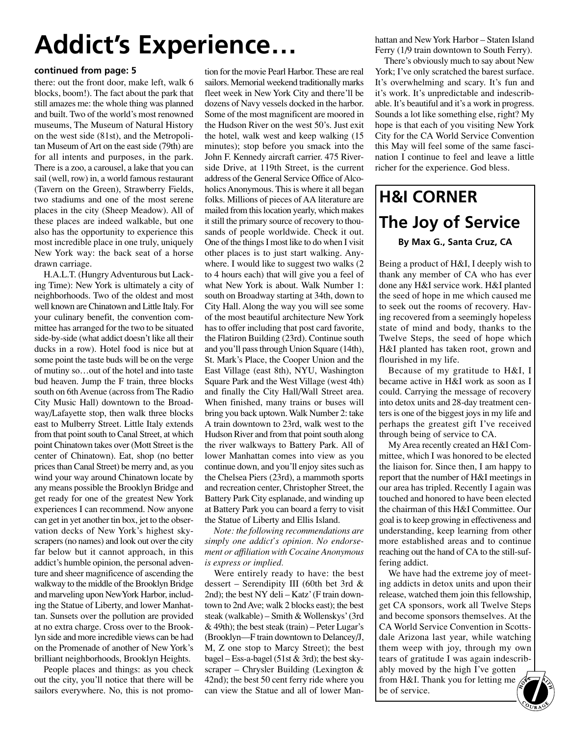# Addict's Experience…

**continued from page: 5**

there: out the front door, make left, walk 6 blocks, boom!). The fact about the park that still amazes me: the whole thing was planned and built. Two of the world's most renowned museums, The Museum of Natural History on the west side (81st), and the Metropolitan Museum of Art on the east side (79th) are for all intents and purposes, in the park. There is a zoo, a carousel, a lake that you can sail (well, row) in, a world famous restaurant (Tavern on the Green), Strawberry Fields, two stadiums and one of the most serene places in the city (Sheep Meadow). All of these places are indeed walkable, but one also has the opportunity to experience this most incredible place in one truly, uniquely New York way: the back seat of a horse drawn carriage.

H.A.L.T. (Hungry Adventurous but Lacking Time): New York is ultimately a city of neighborhoods. Two of the oldest and most well known are Chinatown and Little Italy. For your culinary benefit, the convention committee has arranged for the two to be situated side-by-side (what addict doesn't like all their ducks in a row). Hotel food is nice but at some point the taste buds will be on the verge of mutiny so…out of the hotel and into taste bud heaven. Jump the F train, three blocks south on 6th Avenue (across from The Radio City Music Hall) downtown to the Broadway/Lafayette stop, then walk three blocks east to Mulberry Street. Little Italy extends from that point south to Canal Street, at which point Chinatown takes over (Mott Street is the center of Chinatown). Eat, shop (no better prices than Canal Street) be merry and, as you wind your way around Chinatown locate by any means possible the Brooklyn Bridge and get ready for one of the greatest New York experiences I can recommend. Now anyone can get in yet another tin box, jet to the observation decks of New York's highest skyscrapers (no names) and look out over the city far below but it cannot approach, in this addict's humble opinion, the personal adventure and sheer magnificence of ascending the walkway to the middle of the Brooklyn Bridge and marveling upon New York Harbor, including the Statue of Liberty, and lower Manhattan. Sunsets over the pollution are provided at no extra charge. Cross over to the Brooklyn side and more incredible views can be had on the Promenade of another of New York's brilliant neighborhoods, Brooklyn Heights.

People places and things: as you check out the city, you'll notice that there will be sailors everywhere. No, this is not promotion for the movie Pearl Harbor. These are real sailors. Memorial weekend traditionally marks fleet week in New York City and there'll be dozens of Navy vessels docked in the harbor. Some of the most magnificent are moored in the Hudson River on the west 50's. Just exit the hotel, walk west and keep walking (15 minutes); stop before you smack into the John F. Kennedy aircraft carrier. 475 Riverside Drive, at 119th Street, is the current address of the General Service Office of Alcoholics Anonymous. This is where it all began folks. Millions of pieces of AA literature are mailed from this location yearly, which makes it still the primary source of recovery to thousands of people worldwide. Check it out. One of the things I most like to do when I visit other places is to just start walking. Anywhere. I would like to suggest two walks (2 to 4 hours each) that will give you a feel of what New York is about. Walk Number 1: south on Broadway starting at 34th, down to City Hall. Along the way you will see some of the most beautiful architecture New York has to offer including that post card favorite, the Flatiron Building (23rd). Continue south and you'll pass through Union Square (14th), St. Mark's Place, the Cooper Union and the East Village (east 8th), NYU, Washington Square Park and the West Village (west 4th) and finally the City Hall/Wall Street area. When finished, many trains or buses will bring you back uptown. Walk Number 2: take A train downtown to 23rd, walk west to the Hudson River and from that point south along the river walkways to Battery Park. All of lower Manhattan comes into view as you continue down, and you'll enjoy sites such as the Chelsea Piers (23rd), a mammoth sports and recreation center, Christopher Street, the Battery Park City esplanade, and winding up at Battery Park you can board a ferry to visit the Statue of Liberty and Ellis Island.

*Note: the following recommendations are simply one addict's opinion. No endorsement or affiliation with Cocaine Anonymous is express or implied.*

Were entirely ready to have: the best dessert – Serendipity III (60th bet 3rd & 2nd); the best NY deli – Katz' (F train downtown to 2nd Ave; walk 2 blocks east); the best steak (walkable) – Smith & Wollenskys' (3rd & 49th); the best steak (train) – Peter Lugar's (Brooklyn—F train downtown to Delancey/J, M, Z one stop to Marcy Street); the best bagel – Ess-a-bagel (51st & 3rd); the best skyscraper – Chrysler Building (Lexington & 42nd); the best 50 cent ferry ride where you can view the Statue and all of lower Manhattan and New York Harbor – Staten Island Ferry (1/9 train downtown to South Ferry).

There's obviously much to say about New York; I've only scratched the barest surface. It's overwhelming and scary. It's fun and it's work. It's unpredictable and indescribable. It's beautiful and it's a work in progress. Sounds a lot like something else, right? My hope is that each of you visiting New York City for the CA World Service Convention this May will feel some of the same fascination I continue to feel and leave a little richer for the experience. God bless.

## H&I CORNER

## The Joy of Service

**By Max G., Santa Cruz, CA**

Being a product of H&I, I deeply wish to thank any member of CA who has ever done any H&I service work. H&I planted the seed of hope in me which caused me to seek out the rooms of recovery. Having recovered from a seemingly hopeless state of mind and body, thanks to the Twelve Steps, the seed of hope which H&I planted has taken root, grown and flourished in my life.

Because of my gratitude to H&I, I became active in H&I work as soon as I could. Carrying the message of recovery into detox units and 28-day treatment centers is one of the biggest joys in my life and perhaps the greatest gift I've received through being of service to CA.

My Area recently created an H&I Committee, which I was honored to be elected the liaison for. Since then, I am happy to report that the number of H&I meetings in our area has tripled. Recently I again was touched and honored to have been elected the chairman of this H&I Committee. Our goal is to keep growing in effectiveness and understanding, keep learning from other more established areas and to continue reaching out the hand of CA to the still-suffering addict.

We have had the extreme joy of meeting addicts in detox units and upon their release, watched them join this fellowship, get CA sponsors, work all Twelve Steps and become sponsors themselves. At the CA World Service Convention in Scottsdale Arizona last year, while watching them weep with joy, through my own tears of gratitude I was again indescribably moved by the high I've gotten from H&I. Thank you for letting me be of service.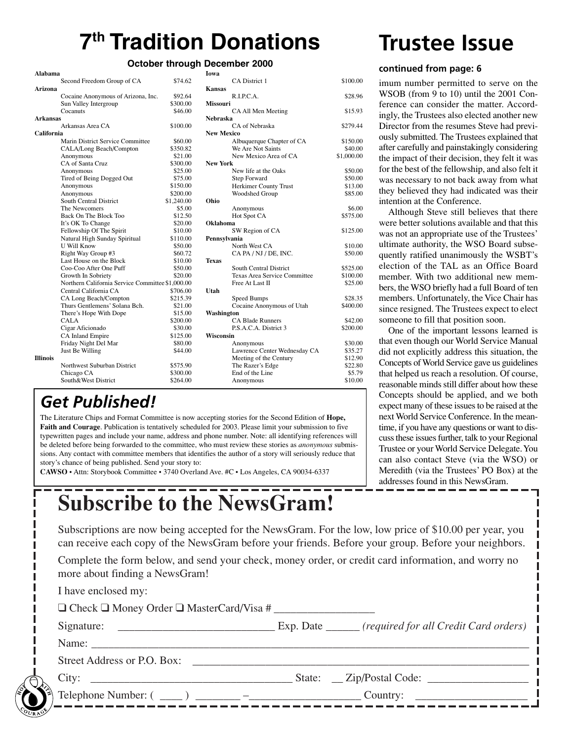# 7th Tradition Donations

**October through December 2000**

| | |
|---|---|
| **Alabama** | |
| Second Freedom Group of CA | $74.62 |
| **Arizona** | |
| Cocaine Anonymous of Arizona, Inc. | $92.64 |
| Sun Valley Intergroup | $300.00 |
| Cocanuts | $46.00 |
| **Arkansas** | |
| Arkansas Area CA | $100.00 |
| **California** | |
| Marin District Service Committee | $60.00 |
| CALA/Long Beach/Compton | $350.82 |
| Anonymous | $21.00 |
| CA of Santa Cruz | $300.00 |
| Anonymous | $25.00 |
| Tired of Being Dogged Out | $75.00 |
| Anonymous | $150.00 |
| Anonymous | $200.00 |
| South Central District | $1,240.00 |
| The Newcomers | $5.00 |
| Back On The Block Too | $12.50 |
| It's OK To Change | $20.00 |
| Fellowship Of The Spirit | $10.00 |
| Natural High Sunday Spiritual | $110.00 |
| U Will Know | $50.00 |
| Right Way Group #3 | $60.72 |
| Last House on the Block | $10.00 |
| Coo-Coo After One Puff | $50.00 |
| Growth In Sobriety | $20.00 |
| Northern California Service Committee | $1,000.00 |
| Central California CA | $706.00 |
| CA Long Beach/Compton | $215.39 |
| Thurs Gentlemens' Solana Bch. | $21.00 |
| There's Hope With Dope | $15.00 |
| CALA | $200.00 |
| Cigar Aficionado | $30.00 |
| CA Inland Empire | $125.00 |
| Friday Night Del Mar | $80.00 |
| Just Be Willing | $44.00 |
| **Illinois** | |
| Northwest Suburban District | $575.90 |
| Chicago CA | $300.00 |
| South&West District | $264.00 |
| **Iowa** | |
| CA District 1 | $100.00 |
| **Kansas** | |
| R.I.P.C.A. | $28.96 |
| **Missouri** | |
| CA All Men Meeting | $15.93 |
| **Nebraska** | |
| CA of Nebraska | $279.44 |
| **New Mexico** | |
| Albuquerque Chapter of CA | $150.00 |
| We Are Not Saints | $40.00 |
| New Mexico Area of CA | $1,000.00 |
| **New York** | |
| New life at the Oaks | $50.00 |
| Step Forward | $50.00 |
| Herkimer County Trust | $13.00 |
| Woodshed Group | $85.00 |
| **Ohio** | |
| Anonymous | $6.00 |
| Hot Spot CA | $575.00 |
| **Oklahoma** | |
| SW Region of CA | $125.00 |
| **Pennsylvania** | |
| North West CA | $10.00 |
| CA PA / NJ / DE, INC. | $50.00 |
| **Texas** | |
| South Central District | $525.00 |
| Texas Area Service Committee | $100.00 |
| Free At Last II | $25.00 |
| **Utah** | |
| Speed Bumps | $28.35 |
| Cocaine Anonymous of Utah | $400.00 |
| **Washington** | |
| CA Blade Runners | $42.00 |
| P.S.A.C.A. District 3 | $200.00 |
| **Wisconsin** | |
| Anonymous | $30.00 |
| Lawrence Center Wednesday CA | $35.27 |
| Meeting of the Century | $12.90 |
| The Razer's Edge | $22.80 |
| End of the Line | $5.79 |
| Anonymous | $10.00 |

## *Get Published!*

The Literature Chips and Format Committee is now accepting stories for the Second Edition of **Hope, Faith and Courage**. Publication is tentatively scheduled for 2003. Please limit your submission to five typewritten pages and include your name, address and phone number. Note: all identifying references will be deleted before being forwarded to the committee, who must review these stories as *anonymous* submissions. Any contact with committee members that identifies the author of a story will seriously reduce that story's chance of being published. Send your story to:

**CAWSO** • Attn: Storybook Committee • 3740 Overland Ave. #C • Los Angeles, CA 90034-6337

# Trustee Issue

**continued from page: 6**

imum number permitted to serve on the WSOB (from 9 to 10) until the 2001 Conference can consider the matter. Accordingly, the Trustees also elected another new Director from the resumes Steve had previously submitted. The Trustees explained that after carefully and painstakingly considering the impact of their decision, they felt it was for the best of the fellowship, and also felt it was necessary to not back away from what they believed they had indicated was their intention at the Conference.

Although Steve still believes that there were better solutions available and that this was not an appropriate use of the Trustees' ultimate authority, the WSO Board subsequently ratified unanimously the WSBT's election of the TAL as an Office Board member. With two additional new members, the WSO briefly had a full Board of ten members. Unfortunately, the Vice Chair has since resigned. The Trustees expect to elect someone to fill that position soon.

One of the important lessons learned is that even though our World Service Manual did not explicitly address this situation, the Concepts of World Service gave us guidelines that helped us reach a resolution. Of course, reasonable minds still differ about how these Concepts should be applied, and we both expect many of these issues to be raised at the next World Service Conference. In the meantime, if you have any questions or want to discuss these issues further, talk to your Regional Trustee or your World Service Delegate. You can also contact Steve (via the WSO) or Meredith (via the Trustees' PO Box) at the addresses found in this NewsGram.

# Subscribe to the NewsGram!

Subscriptions are now being accepted for the NewsGram. For the low, low price of $10.00 per year, you can receive each copy of the NewsGram before your friends. Before your group. Before your neighbors.

Complete the form below, and send your check, money order, or credit card information, and worry no more about finding a NewsGram!

I have enclosed my:

❑ Check ❑ Money Order ❑ MasterCard/Visa # _________________

Signature: ___________________________ Exp. Date ______ *(required for all Credit Card orders)*

Name: ______________________________________________________________________________

Street Address or P.O. Box: ____________________________________________________________

City: ____________________________________ State: __ Zip/Postal Code: _________________

Telephone Number: ( ____ ) _______ –___________________ Country: ___________________